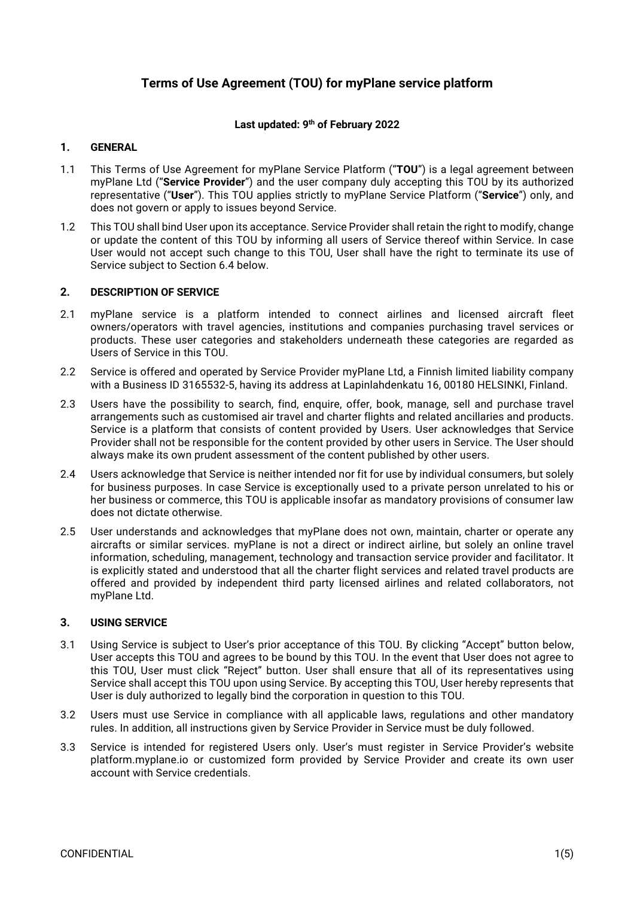# Terms of Use Agreement (TOU) for myPlane service platform

**Last updated: 9th of February 2022**

## 1. GENERAL

1.1 This Terms of Use Agreement for myPlane Service Platform ("**TOU**") is a legal agreement between myPlane Ltd ("**Service Provider**") and the user company duly accepting this TOU by its authorized representative ("**User**"). This TOU applies strictly to myPlane Service Platform ("**Service**") only, and does not govern or apply to issues beyond Service.

1.2 This TOU shall bind User upon its acceptance. Service Provider shall retain the right to modify, change or update the content of this TOU by informing all users of Service thereof within Service. In case User would not accept such change to this TOU, User shall have the right to terminate its use of Service subject to Section 6.4 below.

## 2. DESCRIPTION OF SERVICE

2.1 myPlane service is a platform intended to connect airlines and licensed aircraft fleet owners/operators with travel agencies, institutions and companies purchasing travel services or products. These user categories and stakeholders underneath these categories are regarded as Users of Service in this TOU.

2.2 Service is offered and operated by Service Provider myPlane Ltd, a Finnish limited liability company with a Business ID 3165532-5, having its address at Lapinlahdenkatu 16, 00180 HELSINKI, Finland.

2.3 Users have the possibility to search, find, enquire, offer, book, manage, sell and purchase travel arrangements such as customised air travel and charter flights and related ancillaries and products. Service is a platform that consists of content provided by Users. User acknowledges that Service Provider shall not be responsible for the content provided by other users in Service. The User should always make its own prudent assessment of the content published by other users.

2.4 Users acknowledge that Service is neither intended nor fit for use by individual consumers, but solely for business purposes. In case Service is exceptionally used to a private person unrelated to his or her business or commerce, this TOU is applicable insofar as mandatory provisions of consumer law does not dictate otherwise.

2.5 User understands and acknowledges that myPlane does not own, maintain, charter or operate any aircrafts or similar services. myPlane is not a direct or indirect airline, but solely an online travel information, scheduling, management, technology and transaction service provider and facilitator. It is explicitly stated and understood that all the charter flight services and related travel products are offered and provided by independent third party licensed airlines and related collaborators, not myPlane Ltd.

## 3. USING SERVICE

3.1 Using Service is subject to User's prior acceptance of this TOU. By clicking "Accept" button below, User accepts this TOU and agrees to be bound by this TOU. In the event that User does not agree to this TOU, User must click "Reject" button. User shall ensure that all of its representatives using Service shall accept this TOU upon using Service. By accepting this TOU, User hereby represents that User is duly authorized to legally bind the corporation in question to this TOU.

3.2 Users must use Service in compliance with all applicable laws, regulations and other mandatory rules. In addition, all instructions given by Service Provider in Service must be duly followed.

3.3 Service is intended for registered Users only. User's must register in Service Provider's website platform.myplane.io or customized form provided by Service Provider and create its own user account with Service credentials.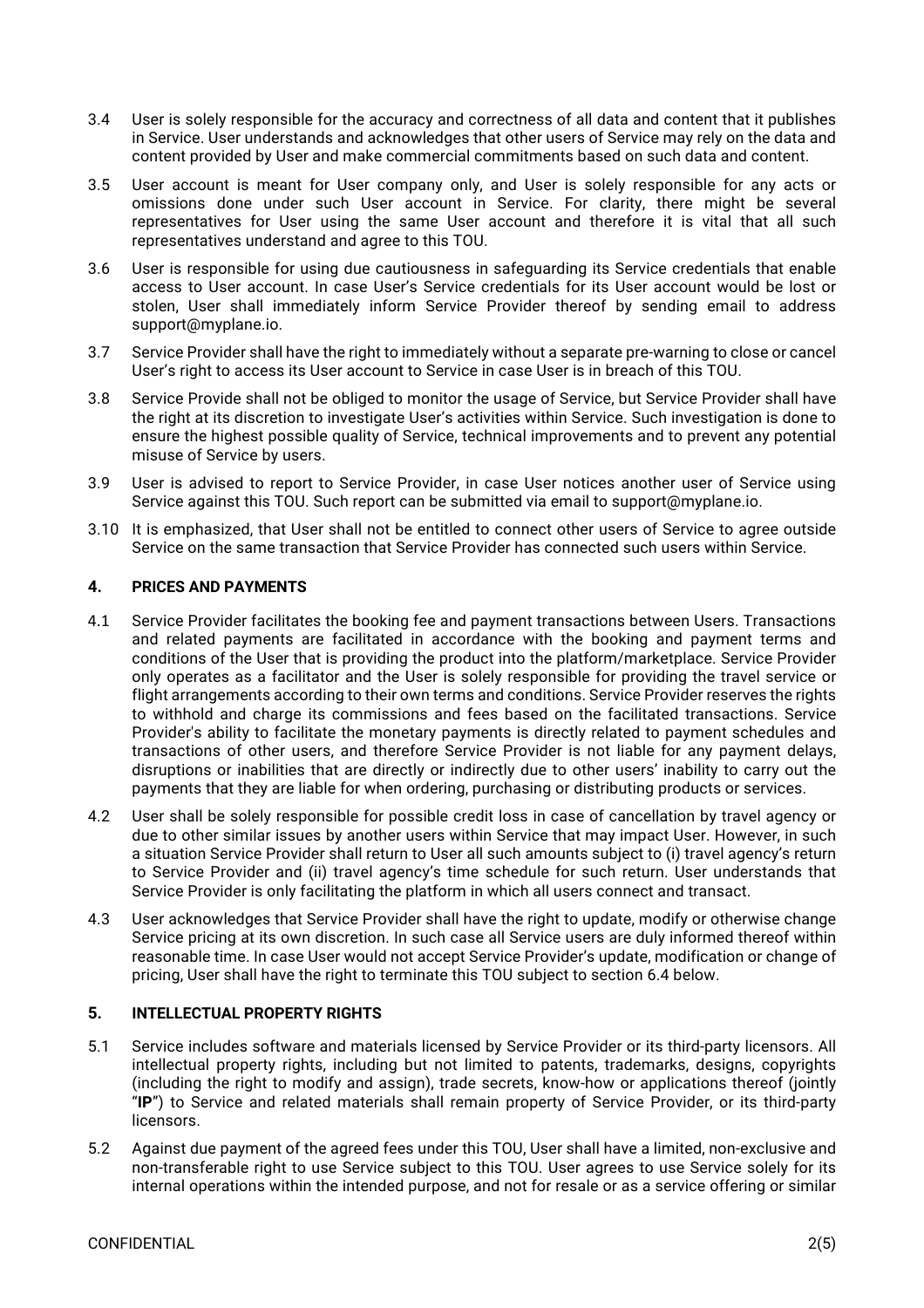3.4 User is solely responsible for the accuracy and correctness of all data and content that it publishes in Service. User understands and acknowledges that other users of Service may rely on the data and content provided by User and make commercial commitments based on such data and content.

3.5 User account is meant for User company only, and User is solely responsible for any acts or omissions done under such User account in Service. For clarity, there might be several representatives for User using the same User account and therefore it is vital that all such representatives understand and agree to this TOU.

3.6 User is responsible for using due cautiousness in safeguarding its Service credentials that enable access to User account. In case User's Service credentials for its User account would be lost or stolen, User shall immediately inform Service Provider thereof by sending email to address support@myplane.io.

3.7 Service Provider shall have the right to immediately without a separate pre-warning to close or cancel User's right to access its User account to Service in case User is in breach of this TOU.

3.8 Service Provide shall not be obliged to monitor the usage of Service, but Service Provider shall have the right at its discretion to investigate User's activities within Service. Such investigation is done to ensure the highest possible quality of Service, technical improvements and to prevent any potential misuse of Service by users.

3.9 User is advised to report to Service Provider, in case User notices another user of Service using Service against this TOU. Such report can be submitted via email to support@myplane.io.

3.10 It is emphasized, that User shall not be entitled to connect other users of Service to agree outside Service on the same transaction that Service Provider has connected such users within Service.

## 4. PRICES AND PAYMENTS

4.1 Service Provider facilitates the booking fee and payment transactions between Users. Transactions and related payments are facilitated in accordance with the booking and payment terms and conditions of the User that is providing the product into the platform/marketplace. Service Provider only operates as a facilitator and the User is solely responsible for providing the travel service or flight arrangements according to their own terms and conditions. Service Provider reserves the rights to withhold and charge its commissions and fees based on the facilitated transactions. Service Provider's ability to facilitate the monetary payments is directly related to payment schedules and transactions of other users, and therefore Service Provider is not liable for any payment delays, disruptions or inabilities that are directly or indirectly due to other users' inability to carry out the payments that they are liable for when ordering, purchasing or distributing products or services.

4.2 User shall be solely responsible for possible credit loss in case of cancellation by travel agency or due to other similar issues by another users within Service that may impact User. However, in such a situation Service Provider shall return to User all such amounts subject to (i) travel agency's return to Service Provider and (ii) travel agency's time schedule for such return. User understands that Service Provider is only facilitating the platform in which all users connect and transact.

4.3 User acknowledges that Service Provider shall have the right to update, modify or otherwise change Service pricing at its own discretion. In such case all Service users are duly informed thereof within reasonable time. In case User would not accept Service Provider's update, modification or change of pricing, User shall have the right to terminate this TOU subject to section 6.4 below.

## 5. INTELLECTUAL PROPERTY RIGHTS

5.1 Service includes software and materials licensed by Service Provider or its third-party licensors. All intellectual property rights, including but not limited to patents, trademarks, designs, copyrights (including the right to modify and assign), trade secrets, know-how or applications thereof (jointly "**IP**") to Service and related materials shall remain property of Service Provider, or its third-party licensors.

5.2 Against due payment of the agreed fees under this TOU, User shall have a limited, non-exclusive and non-transferable right to use Service subject to this TOU. User agrees to use Service solely for its internal operations within the intended purpose, and not for resale or as a service offering or similar

CONFIDENTIAL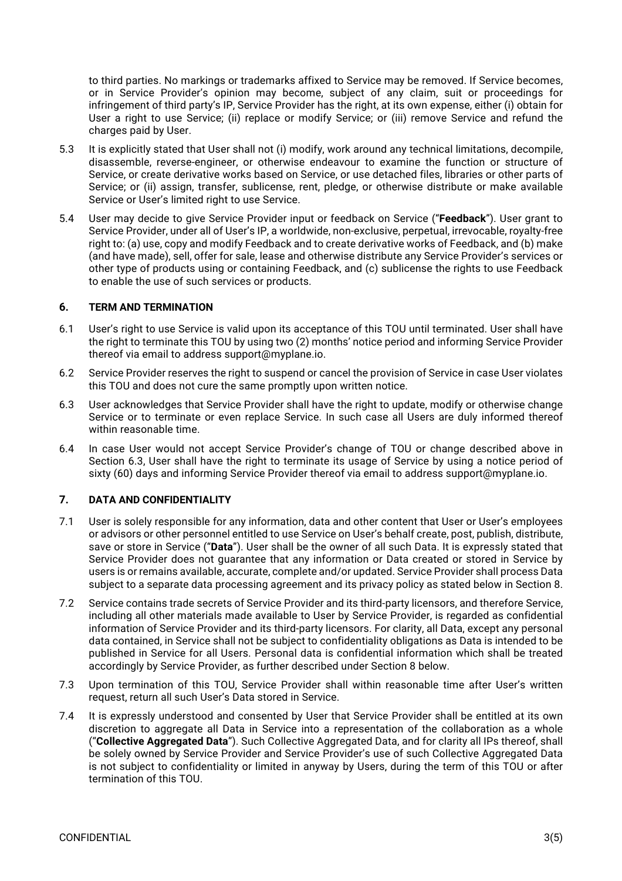to third parties. No markings or trademarks affixed to Service may be removed. If Service becomes, or in Service Provider's opinion may become, subject of any claim, suit or proceedings for infringement of third party's IP, Service Provider has the right, at its own expense, either (i) obtain for User a right to use Service; (ii) replace or modify Service; or (iii) remove Service and refund the charges paid by User.

5.3 It is explicitly stated that User shall not (i) modify, work around any technical limitations, decompile, disassemble, reverse-engineer, or otherwise endeavour to examine the function or structure of Service, or create derivative works based on Service, or use detached files, libraries or other parts of Service; or (ii) assign, transfer, sublicense, rent, pledge, or otherwise distribute or make available Service or User's limited right to use Service.

5.4 User may decide to give Service Provider input or feedback on Service ("**Feedback**"). User grant to Service Provider, under all of User's IP, a worldwide, non-exclusive, perpetual, irrevocable, royalty-free right to: (a) use, copy and modify Feedback and to create derivative works of Feedback, and (b) make (and have made), sell, offer for sale, lease and otherwise distribute any Service Provider's services or other type of products using or containing Feedback, and (c) sublicense the rights to use Feedback to enable the use of such services or products.

## 6. TERM AND TERMINATION

6.1 User's right to use Service is valid upon its acceptance of this TOU until terminated. User shall have the right to terminate this TOU by using two (2) months' notice period and informing Service Provider thereof via email to address support@myplane.io.

6.2 Service Provider reserves the right to suspend or cancel the provision of Service in case User violates this TOU and does not cure the same promptly upon written notice.

6.3 User acknowledges that Service Provider shall have the right to update, modify or otherwise change Service or to terminate or even replace Service. In such case all Users are duly informed thereof within reasonable time.

6.4 In case User would not accept Service Provider's change of TOU or change described above in Section 6.3, User shall have the right to terminate its usage of Service by using a notice period of sixty (60) days and informing Service Provider thereof via email to address support@myplane.io.

## 7. DATA AND CONFIDENTIALITY

7.1 User is solely responsible for any information, data and other content that User or User's employees or advisors or other personnel entitled to use Service on User's behalf create, post, publish, distribute, save or store in Service ("**Data**"). User shall be the owner of all such Data. It is expressly stated that Service Provider does not guarantee that any information or Data created or stored in Service by users is or remains available, accurate, complete and/or updated. Service Provider shall process Data subject to a separate data processing agreement and its privacy policy as stated below in Section 8.

7.2 Service contains trade secrets of Service Provider and its third-party licensors, and therefore Service, including all other materials made available to User by Service Provider, is regarded as confidential information of Service Provider and its third-party licensors. For clarity, all Data, except any personal data contained, in Service shall not be subject to confidentiality obligations as Data is intended to be published in Service for all Users. Personal data is confidential information which shall be treated accordingly by Service Provider, as further described under Section 8 below.

7.3 Upon termination of this TOU, Service Provider shall within reasonable time after User's written request, return all such User's Data stored in Service.

7.4 It is expressly understood and consented by User that Service Provider shall be entitled at its own discretion to aggregate all Data in Service into a representation of the collaboration as a whole ("**Collective Aggregated Data**"). Such Collective Aggregated Data, and for clarity all IPs thereof, shall be solely owned by Service Provider and Service Provider's use of such Collective Aggregated Data is not subject to confidentiality or limited in anyway by Users, during the term of this TOU or after termination of this TOU.

CONFIDENTIAL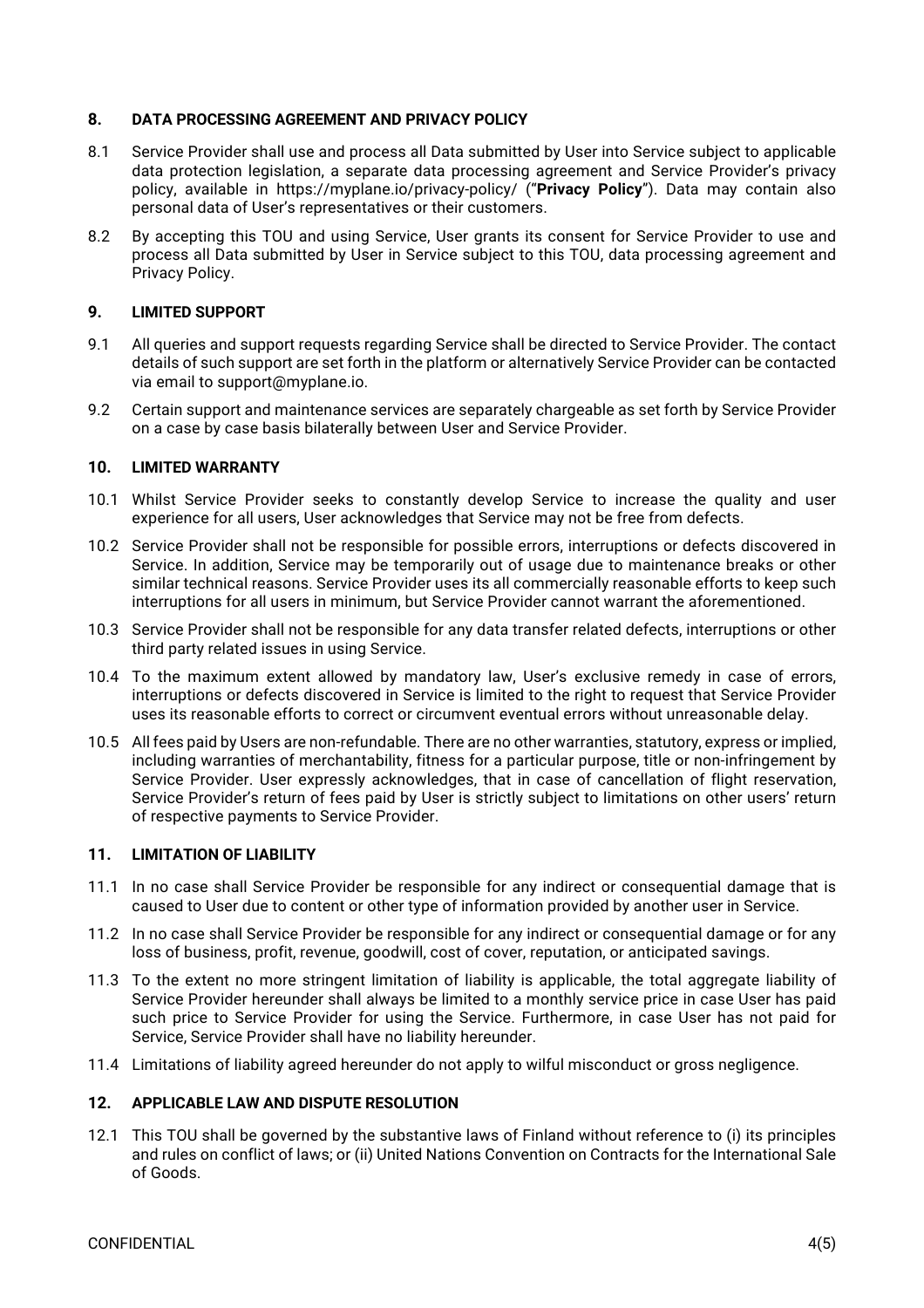## 8. DATA PROCESSING AGREEMENT AND PRIVACY POLICY

8.1 Service Provider shall use and process all Data submitted by User into Service subject to applicable data protection legislation, a separate data processing agreement and Service Provider's privacy policy, available in https://myplane.io/privacy-policy/ ("**Privacy Policy**"). Data may contain also personal data of User's representatives or their customers.

8.2 By accepting this TOU and using Service, User grants its consent for Service Provider to use and process all Data submitted by User in Service subject to this TOU, data processing agreement and Privacy Policy.

## 9. LIMITED SUPPORT

9.1 All queries and support requests regarding Service shall be directed to Service Provider. The contact details of such support are set forth in the platform or alternatively Service Provider can be contacted via email to support@myplane.io.

9.2 Certain support and maintenance services are separately chargeable as set forth by Service Provider on a case by case basis bilaterally between User and Service Provider.

## 10. LIMITED WARRANTY

10.1 Whilst Service Provider seeks to constantly develop Service to increase the quality and user experience for all users, User acknowledges that Service may not be free from defects.

10.2 Service Provider shall not be responsible for possible errors, interruptions or defects discovered in Service. In addition, Service may be temporarily out of usage due to maintenance breaks or other similar technical reasons. Service Provider uses its all commercially reasonable efforts to keep such interruptions for all users in minimum, but Service Provider cannot warrant the aforementioned.

10.3 Service Provider shall not be responsible for any data transfer related defects, interruptions or other third party related issues in using Service.

10.4 To the maximum extent allowed by mandatory law, User's exclusive remedy in case of errors, interruptions or defects discovered in Service is limited to the right to request that Service Provider uses its reasonable efforts to correct or circumvent eventual errors without unreasonable delay.

10.5 All fees paid by Users are non-refundable. There are no other warranties, statutory, express or implied, including warranties of merchantability, fitness for a particular purpose, title or non-infringement by Service Provider. User expressly acknowledges, that in case of cancellation of flight reservation, Service Provider's return of fees paid by User is strictly subject to limitations on other users' return of respective payments to Service Provider.

## 11. LIMITATION OF LIABILITY

11.1 In no case shall Service Provider be responsible for any indirect or consequential damage that is caused to User due to content or other type of information provided by another user in Service.

11.2 In no case shall Service Provider be responsible for any indirect or consequential damage or for any loss of business, profit, revenue, goodwill, cost of cover, reputation, or anticipated savings.

11.3 To the extent no more stringent limitation of liability is applicable, the total aggregate liability of Service Provider hereunder shall always be limited to a monthly service price in case User has paid such price to Service Provider for using the Service. Furthermore, in case User has not paid for Service, Service Provider shall have no liability hereunder.

11.4 Limitations of liability agreed hereunder do not apply to wilful misconduct or gross negligence.

## 12. APPLICABLE LAW AND DISPUTE RESOLUTION

12.1 This TOU shall be governed by the substantive laws of Finland without reference to (i) its principles and rules on conflict of laws; or (ii) United Nations Convention on Contracts for the International Sale of Goods.

CONFIDENTIAL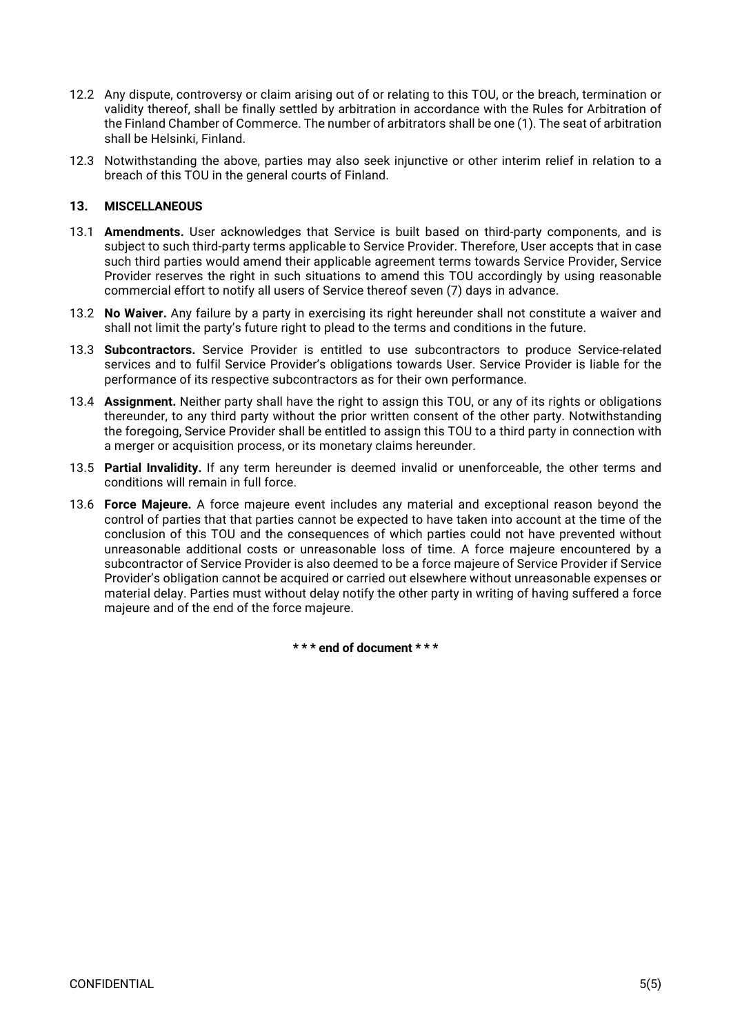12.2 Any dispute, controversy or claim arising out of or relating to this TOU, or the breach, termination or validity thereof, shall be finally settled by arbitration in accordance with the Rules for Arbitration of the Finland Chamber of Commerce. The number of arbitrators shall be one (1). The seat of arbitration shall be Helsinki, Finland.

12.3 Notwithstanding the above, parties may also seek injunctive or other interim relief in relation to a breach of this TOU in the general courts of Finland.

## 13. MISCELLANEOUS

13.1 **Amendments.** User acknowledges that Service is built based on third-party components, and is subject to such third-party terms applicable to Service Provider. Therefore, User accepts that in case such third parties would amend their applicable agreement terms towards Service Provider, Service Provider reserves the right in such situations to amend this TOU accordingly by using reasonable commercial effort to notify all users of Service thereof seven (7) days in advance.

13.2 **No Waiver.** Any failure by a party in exercising its right hereunder shall not constitute a waiver and shall not limit the party's future right to plead to the terms and conditions in the future.

13.3 **Subcontractors.** Service Provider is entitled to use subcontractors to produce Service-related services and to fulfil Service Provider's obligations towards User. Service Provider is liable for the performance of its respective subcontractors as for their own performance.

13.4 **Assignment.** Neither party shall have the right to assign this TOU, or any of its rights or obligations thereunder, to any third party without the prior written consent of the other party. Notwithstanding the foregoing, Service Provider shall be entitled to assign this TOU to a third party in connection with a merger or acquisition process, or its monetary claims hereunder.

13.5 **Partial Invalidity.** If any term hereunder is deemed invalid or unenforceable, the other terms and conditions will remain in full force.

13.6 **Force Majeure.** A force majeure event includes any material and exceptional reason beyond the control of parties that that parties cannot be expected to have taken into account at the time of the conclusion of this TOU and the consequences of which parties could not have prevented without unreasonable additional costs or unreasonable loss of time. A force majeure encountered by a subcontractor of Service Provider is also deemed to be a force majeure of Service Provider if Service Provider's obligation cannot be acquired or carried out elsewhere without unreasonable expenses or material delay. Parties must without delay notify the other party in writing of having suffered a force majeure and of the end of the force majeure.

**\* \* \* end of document \* \* \***

CONFIDENTIAL